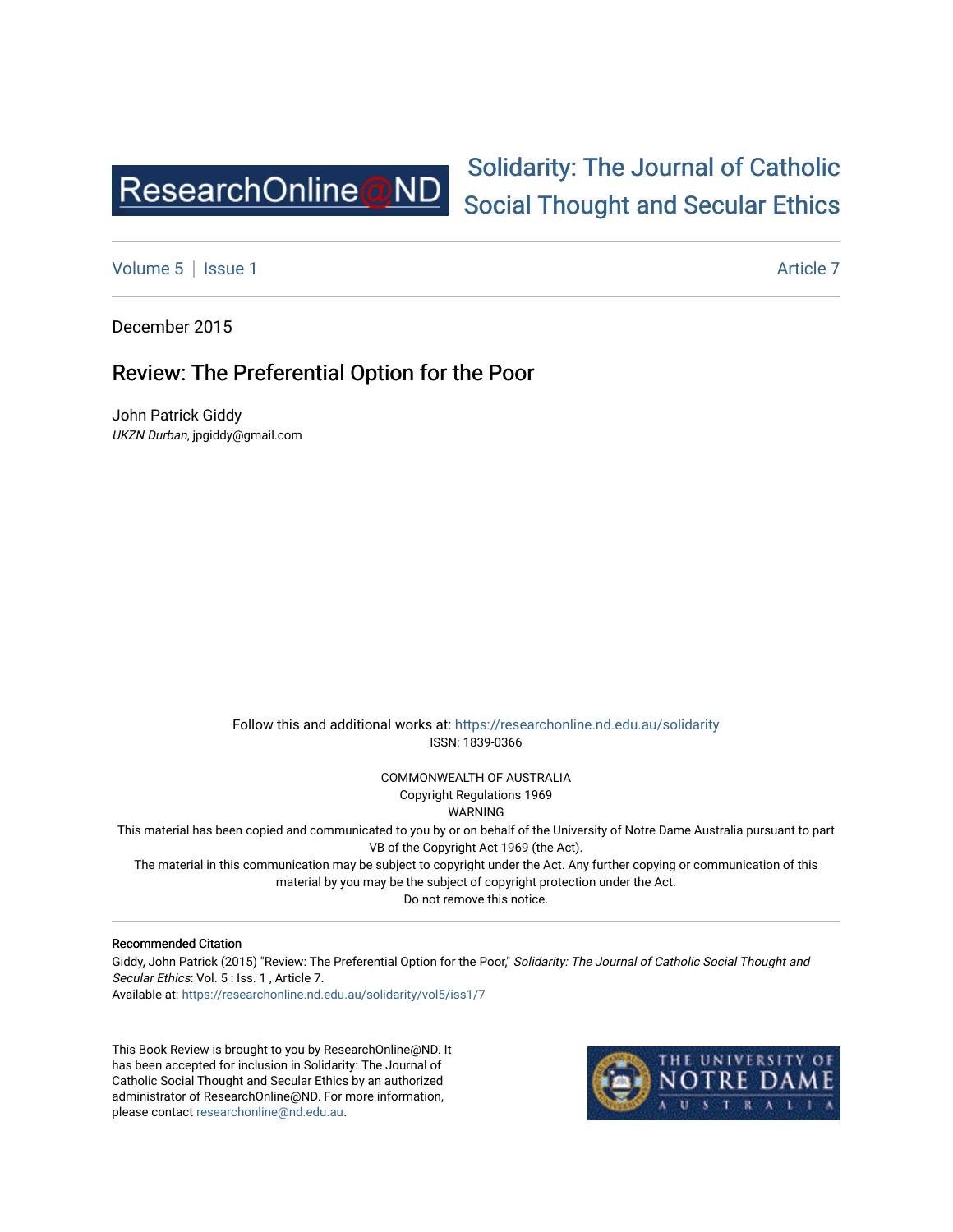ResearchOnline@ND

# Solidarity: The Journal of Catholic Social Thought and Secular Ethics

Volume 5 | Issue 1 — Article 7

December 2015

## Review: The Preferential Option for the Poor

John Patrick Giddy
*UKZN Durban*, jpgiddy@gmail.com

Follow this and additional works at: https://researchonline.nd.edu.au/solidarity
ISSN: 1839-0366

COMMONWEALTH OF AUSTRALIA
Copyright Regulations 1969
WARNING
This material has been copied and communicated to you by or on behalf of the University of Notre Dame Australia pursuant to part VB of the Copyright Act 1969 (the Act).
The material in this communication may be subject to copyright under the Act. Any further copying or communication of this material by you may be the subject of copyright protection under the Act.
Do not remove this notice.

---

**Recommended Citation**

Giddy, John Patrick (2015) "Review: The Preferential Option for the Poor," *Solidarity: The Journal of Catholic Social Thought and Secular Ethics*: Vol. 5 : Iss. 1 , Article 7.
Available at: https://researchonline.nd.edu.au/solidarity/vol5/iss1/7

This Book Review is brought to you by ResearchOnline@ND. It has been accepted for inclusion in Solidarity: The Journal of Catholic Social Thought and Secular Ethics by an authorized administrator of ResearchOnline@ND. For more information, please contact researchonline@nd.edu.au.

THE UNIVERSITY OF NOTRE DAME AUSTRALIA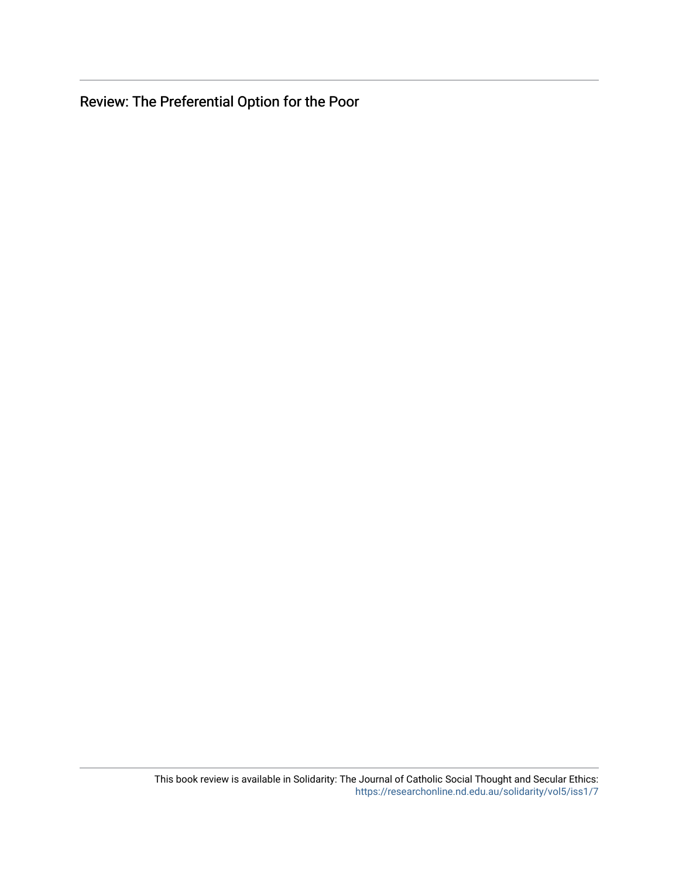# Review: The Preferential Option for the Poor

This book review is available in Solidarity: The Journal of Catholic Social Thought and Secular Ethics: https://researchonline.nd.edu.au/solidarity/vol5/iss1/7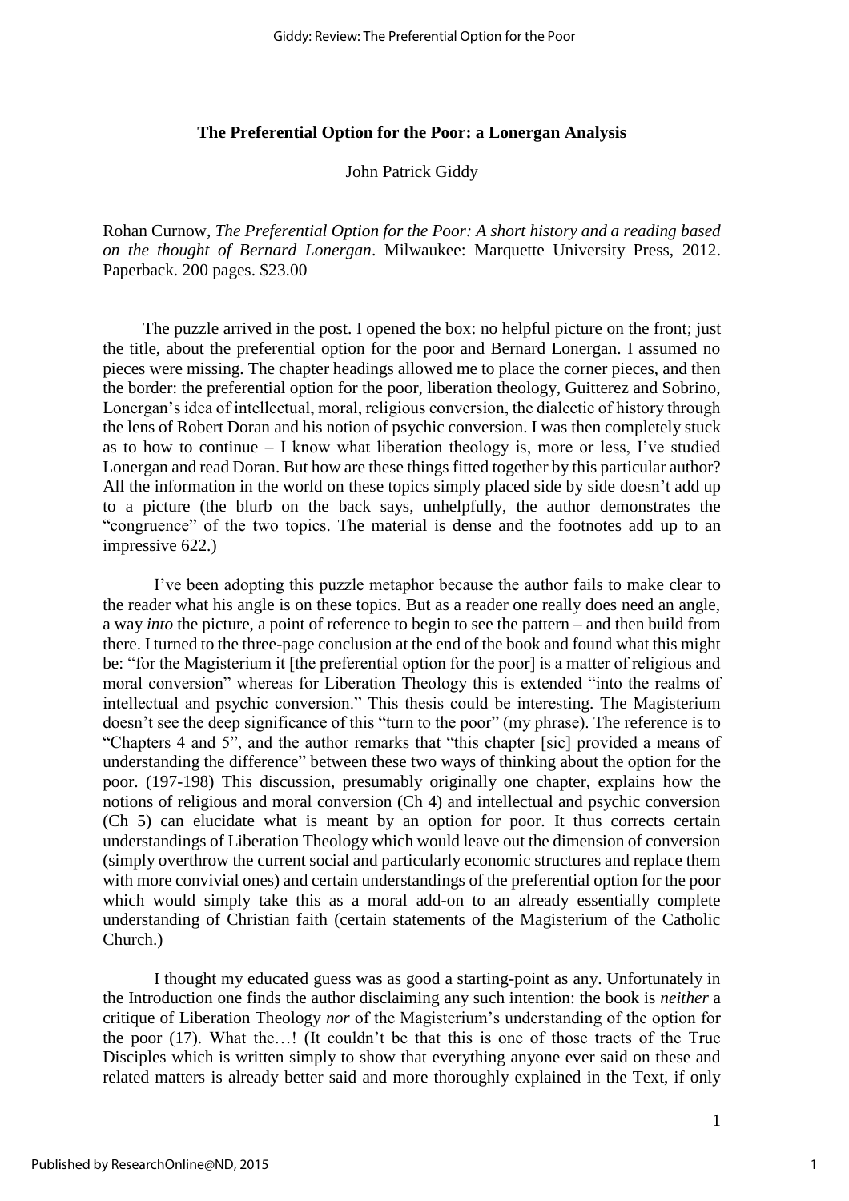**The Preferential Option for the Poor: a Lonergan Analysis**

John Patrick Giddy

Rohan Curnow, *The Preferential Option for the Poor: A short history and a reading based on the thought of Bernard Lonergan*. Milwaukee: Marquette University Press, 2012. Paperback. 200 pages. $23.00

The puzzle arrived in the post. I opened the box: no helpful picture on the front; just the title, about the preferential option for the poor and Bernard Lonergan. I assumed no pieces were missing. The chapter headings allowed me to place the corner pieces, and then the border: the preferential option for the poor, liberation theology, Guitterez and Sobrino, Lonergan's idea of intellectual, moral, religious conversion, the dialectic of history through the lens of Robert Doran and his notion of psychic conversion. I was then completely stuck as to how to continue – I know what liberation theology is, more or less, I've studied Lonergan and read Doran. But how are these things fitted together by this particular author? All the information in the world on these topics simply placed side by side doesn't add up to a picture (the blurb on the back says, unhelpfully, the author demonstrates the "congruence" of the two topics. The material is dense and the footnotes add up to an impressive 622.)

I've been adopting this puzzle metaphor because the author fails to make clear to the reader what his angle is on these topics. But as a reader one really does need an angle, a way *into* the picture, a point of reference to begin to see the pattern – and then build from there. I turned to the three-page conclusion at the end of the book and found what this might be: "for the Magisterium it [the preferential option for the poor] is a matter of religious and moral conversion" whereas for Liberation Theology this is extended "into the realms of intellectual and psychic conversion." This thesis could be interesting. The Magisterium doesn't see the deep significance of this "turn to the poor" (my phrase). The reference is to "Chapters 4 and 5", and the author remarks that "this chapter [sic] provided a means of understanding the difference" between these two ways of thinking about the option for the poor. (197-198) This discussion, presumably originally one chapter, explains how the notions of religious and moral conversion (Ch 4) and intellectual and psychic conversion (Ch 5) can elucidate what is meant by an option for poor. It thus corrects certain understandings of Liberation Theology which would leave out the dimension of conversion (simply overthrow the current social and particularly economic structures and replace them with more convivial ones) and certain understandings of the preferential option for the poor which would simply take this as a moral add-on to an already essentially complete understanding of Christian faith (certain statements of the Magisterium of the Catholic Church.)

I thought my educated guess was as good a starting-point as any. Unfortunately in the Introduction one finds the author disclaiming any such intention: the book is *neither* a critique of Liberation Theology *nor* of the Magisterium's understanding of the option for the poor (17). What the…! (It couldn't be that this is one of those tracts of the True Disciples which is written simply to show that everything anyone ever said on these and related matters is already better said and more thoroughly explained in the Text, if only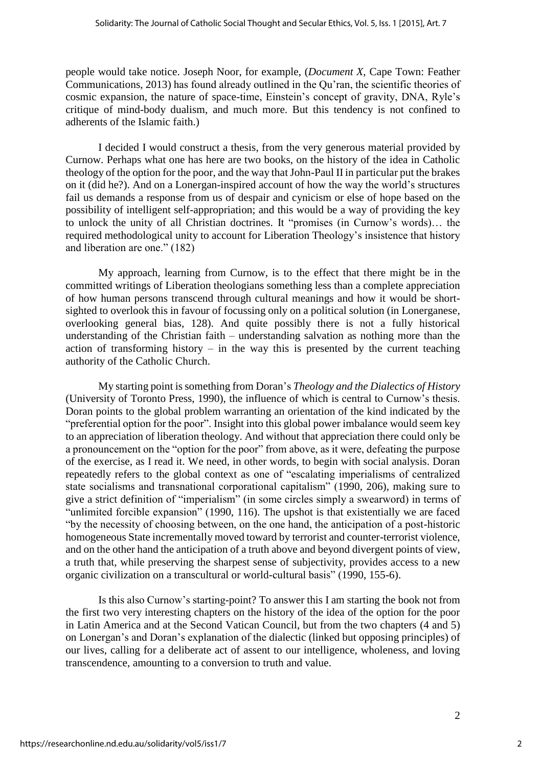people would take notice. Joseph Noor, for example, (*Document X*, Cape Town: Feather Communications, 2013) has found already outlined in the Qu'ran, the scientific theories of cosmic expansion, the nature of space-time, Einstein's concept of gravity, DNA, Ryle's critique of mind-body dualism, and much more. But this tendency is not confined to adherents of the Islamic faith.)

I decided I would construct a thesis, from the very generous material provided by Curnow. Perhaps what one has here are two books, on the history of the idea in Catholic theology of the option for the poor, and the way that John-Paul II in particular put the brakes on it (did he?). And on a Lonergan-inspired account of how the way the world's structures fail us demands a response from us of despair and cynicism or else of hope based on the possibility of intelligent self-appropriation; and this would be a way of providing the key to unlock the unity of all Christian doctrines. It "promises (in Curnow's words)… the required methodological unity to account for Liberation Theology's insistence that history and liberation are one." (182)

My approach, learning from Curnow, is to the effect that there might be in the committed writings of Liberation theologians something less than a complete appreciation of how human persons transcend through cultural meanings and how it would be short-sighted to overlook this in favour of focussing only on a political solution (in Lonerganese, overlooking general bias, 128). And quite possibly there is not a fully historical understanding of the Christian faith – understanding salvation as nothing more than the action of transforming history – in the way this is presented by the current teaching authority of the Catholic Church.

My starting point is something from Doran's *Theology and the Dialectics of History* (University of Toronto Press, 1990), the influence of which is central to Curnow's thesis. Doran points to the global problem warranting an orientation of the kind indicated by the "preferential option for the poor". Insight into this global power imbalance would seem key to an appreciation of liberation theology. And without that appreciation there could only be a pronouncement on the "option for the poor" from above, as it were, defeating the purpose of the exercise, as I read it. We need, in other words, to begin with social analysis. Doran repeatedly refers to the global context as one of "escalating imperialisms of centralized state socialisms and transnational corporational capitalism" (1990, 206), making sure to give a strict definition of "imperialism" (in some circles simply a swearword) in terms of "unlimited forcible expansion" (1990, 116). The upshot is that existentially we are faced "by the necessity of choosing between, on the one hand, the anticipation of a post-historic homogeneous State incrementally moved toward by terrorist and counter-terrorist violence, and on the other hand the anticipation of a truth above and beyond divergent points of view, a truth that, while preserving the sharpest sense of subjectivity, provides access to a new organic civilization on a transcultural or world-cultural basis" (1990, 155-6).

Is this also Curnow's starting-point? To answer this I am starting the book not from the first two very interesting chapters on the history of the idea of the option for the poor in Latin America and at the Second Vatican Council, but from the two chapters (4 and 5) on Lonergan's and Doran's explanation of the dialectic (linked but opposing principles) of our lives, calling for a deliberate act of assent to our intelligence, wholeness, and loving transcendence, amounting to a conversion to truth and value.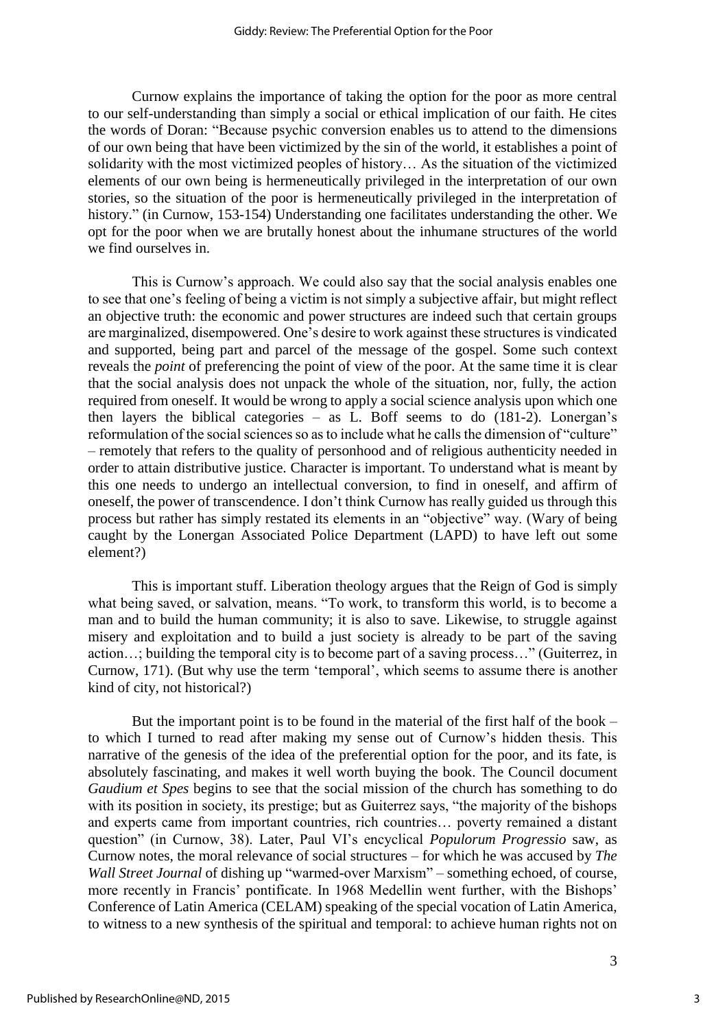Curnow explains the importance of taking the option for the poor as more central to our self-understanding than simply a social or ethical implication of our faith. He cites the words of Doran: "Because psychic conversion enables us to attend to the dimensions of our own being that have been victimized by the sin of the world, it establishes a point of solidarity with the most victimized peoples of history… As the situation of the victimized elements of our own being is hermeneutically privileged in the interpretation of our own stories, so the situation of the poor is hermeneutically privileged in the interpretation of history." (in Curnow, 153-154) Understanding one facilitates understanding the other. We opt for the poor when we are brutally honest about the inhumane structures of the world we find ourselves in.

This is Curnow's approach. We could also say that the social analysis enables one to see that one's feeling of being a victim is not simply a subjective affair, but might reflect an objective truth: the economic and power structures are indeed such that certain groups are marginalized, disempowered. One's desire to work against these structures is vindicated and supported, being part and parcel of the message of the gospel. Some such context reveals the *point* of preferencing the point of view of the poor. At the same time it is clear that the social analysis does not unpack the whole of the situation, nor, fully, the action required from oneself. It would be wrong to apply a social science analysis upon which one then layers the biblical categories – as L. Boff seems to do (181-2). Lonergan's reformulation of the social sciences so as to include what he calls the dimension of "culture" – remotely that refers to the quality of personhood and of religious authenticity needed in order to attain distributive justice. Character is important. To understand what is meant by this one needs to undergo an intellectual conversion, to find in oneself, and affirm of oneself, the power of transcendence. I don't think Curnow has really guided us through this process but rather has simply restated its elements in an "objective" way. (Wary of being caught by the Lonergan Associated Police Department (LAPD) to have left out some element?)

This is important stuff. Liberation theology argues that the Reign of God is simply what being saved, or salvation, means. "To work, to transform this world, is to become a man and to build the human community; it is also to save. Likewise, to struggle against misery and exploitation and to build a just society is already to be part of the saving action…; building the temporal city is to become part of a saving process…" (Guiterrez, in Curnow, 171). (But why use the term 'temporal', which seems to assume there is another kind of city, not historical?)

But the important point is to be found in the material of the first half of the book – to which I turned to read after making my sense out of Curnow's hidden thesis. This narrative of the genesis of the idea of the preferential option for the poor, and its fate, is absolutely fascinating, and makes it well worth buying the book. The Council document *Gaudium et Spes* begins to see that the social mission of the church has something to do with its position in society, its prestige; but as Guiterrez says, "the majority of the bishops and experts came from important countries, rich countries… poverty remained a distant question" (in Curnow, 38). Later, Paul VI's encyclical *Populorum Progressio* saw, as Curnow notes, the moral relevance of social structures – for which he was accused by *The Wall Street Journal* of dishing up "warmed-over Marxism" – something echoed, of course, more recently in Francis' pontificate. In 1968 Medellin went further, with the Bishops' Conference of Latin America (CELAM) speaking of the special vocation of Latin America, to witness to a new synthesis of the spiritual and temporal: to achieve human rights not on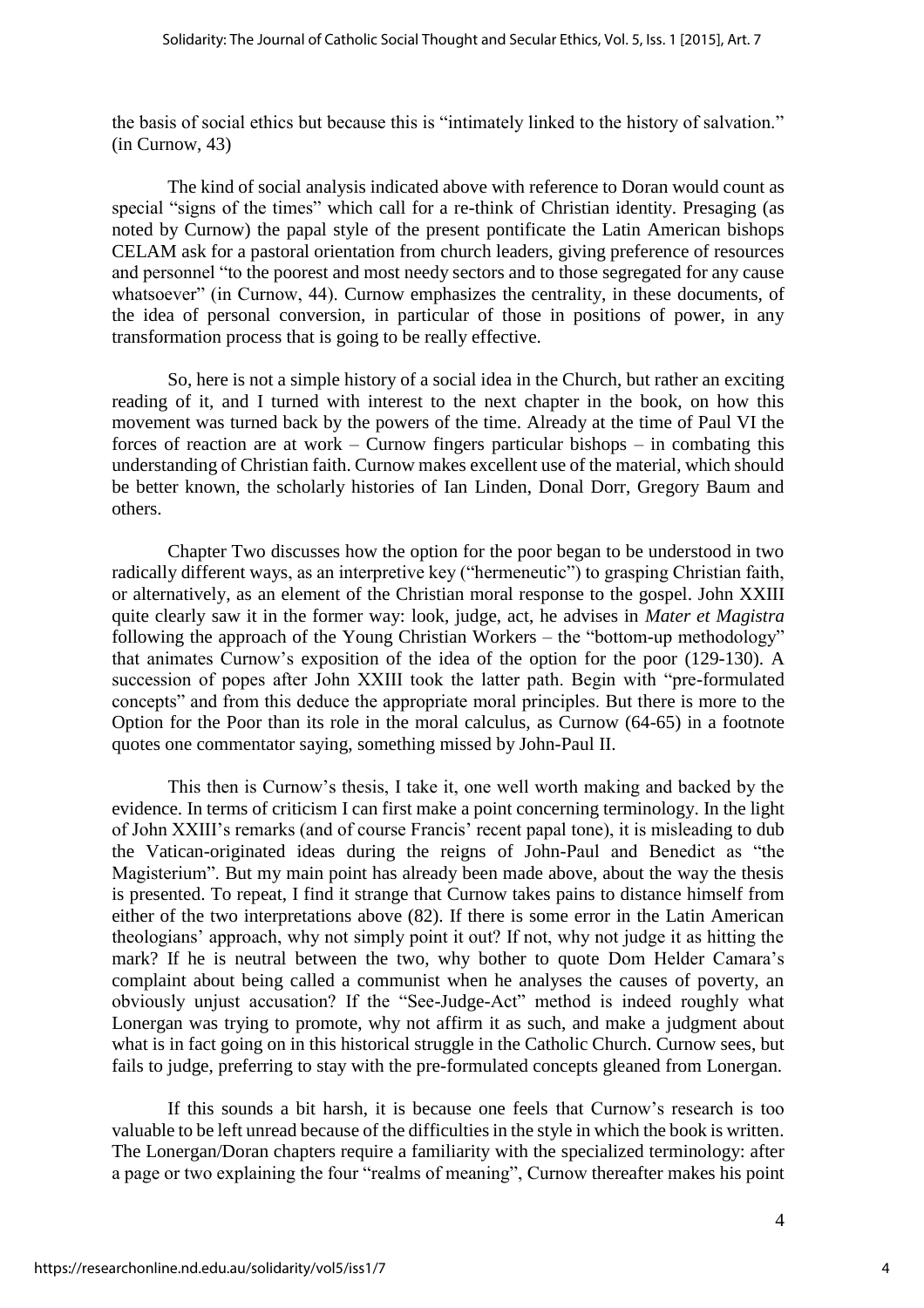the basis of social ethics but because this is "intimately linked to the history of salvation." (in Curnow, 43)

The kind of social analysis indicated above with reference to Doran would count as special "signs of the times" which call for a re-think of Christian identity. Presaging (as noted by Curnow) the papal style of the present pontificate the Latin American bishops CELAM ask for a pastoral orientation from church leaders, giving preference of resources and personnel "to the poorest and most needy sectors and to those segregated for any cause whatsoever" (in Curnow, 44). Curnow emphasizes the centrality, in these documents, of the idea of personal conversion, in particular of those in positions of power, in any transformation process that is going to be really effective.

So, here is not a simple history of a social idea in the Church, but rather an exciting reading of it, and I turned with interest to the next chapter in the book, on how this movement was turned back by the powers of the time. Already at the time of Paul VI the forces of reaction are at work – Curnow fingers particular bishops – in combating this understanding of Christian faith. Curnow makes excellent use of the material, which should be better known, the scholarly histories of Ian Linden, Donal Dorr, Gregory Baum and others.

Chapter Two discusses how the option for the poor began to be understood in two radically different ways, as an interpretive key ("hermeneutic") to grasping Christian faith, or alternatively, as an element of the Christian moral response to the gospel. John XXIII quite clearly saw it in the former way: look, judge, act, he advises in *Mater et Magistra* following the approach of the Young Christian Workers – the "bottom-up methodology" that animates Curnow's exposition of the idea of the option for the poor (129-130). A succession of popes after John XXIII took the latter path. Begin with "pre-formulated concepts" and from this deduce the appropriate moral principles. But there is more to the Option for the Poor than its role in the moral calculus, as Curnow (64-65) in a footnote quotes one commentator saying, something missed by John-Paul II.

This then is Curnow's thesis, I take it, one well worth making and backed by the evidence. In terms of criticism I can first make a point concerning terminology. In the light of John XXIII's remarks (and of course Francis' recent papal tone), it is misleading to dub the Vatican-originated ideas during the reigns of John-Paul and Benedict as "the Magisterium". But my main point has already been made above, about the way the thesis is presented. To repeat, I find it strange that Curnow takes pains to distance himself from either of the two interpretations above (82). If there is some error in the Latin American theologians' approach, why not simply point it out? If not, why not judge it as hitting the mark? If he is neutral between the two, why bother to quote Dom Helder Camara's complaint about being called a communist when he analyses the causes of poverty, an obviously unjust accusation? If the "See-Judge-Act" method is indeed roughly what Lonergan was trying to promote, why not affirm it as such, and make a judgment about what is in fact going on in this historical struggle in the Catholic Church. Curnow sees, but fails to judge, preferring to stay with the pre-formulated concepts gleaned from Lonergan.

If this sounds a bit harsh, it is because one feels that Curnow's research is too valuable to be left unread because of the difficulties in the style in which the book is written. The Lonergan/Doran chapters require a familiarity with the specialized terminology: after a page or two explaining the four "realms of meaning", Curnow thereafter makes his point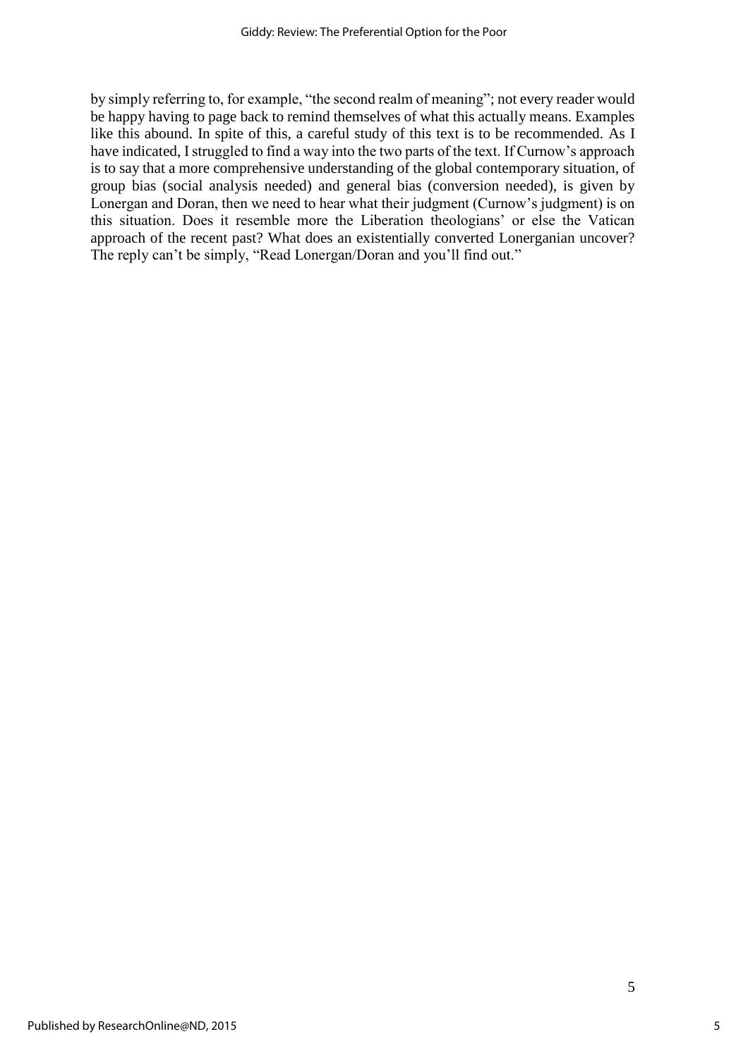by simply referring to, for example, "the second realm of meaning"; not every reader would be happy having to page back to remind themselves of what this actually means. Examples like this abound. In spite of this, a careful study of this text is to be recommended. As I have indicated, I struggled to find a way into the two parts of the text. If Curnow's approach is to say that a more comprehensive understanding of the global contemporary situation, of group bias (social analysis needed) and general bias (conversion needed), is given by Lonergan and Doran, then we need to hear what their judgment (Curnow's judgment) is on this situation. Does it resemble more the Liberation theologians' or else the Vatican approach of the recent past? What does an existentially converted Lonerganian uncover? The reply can't be simply, "Read Lonergan/Doran and you'll find out."